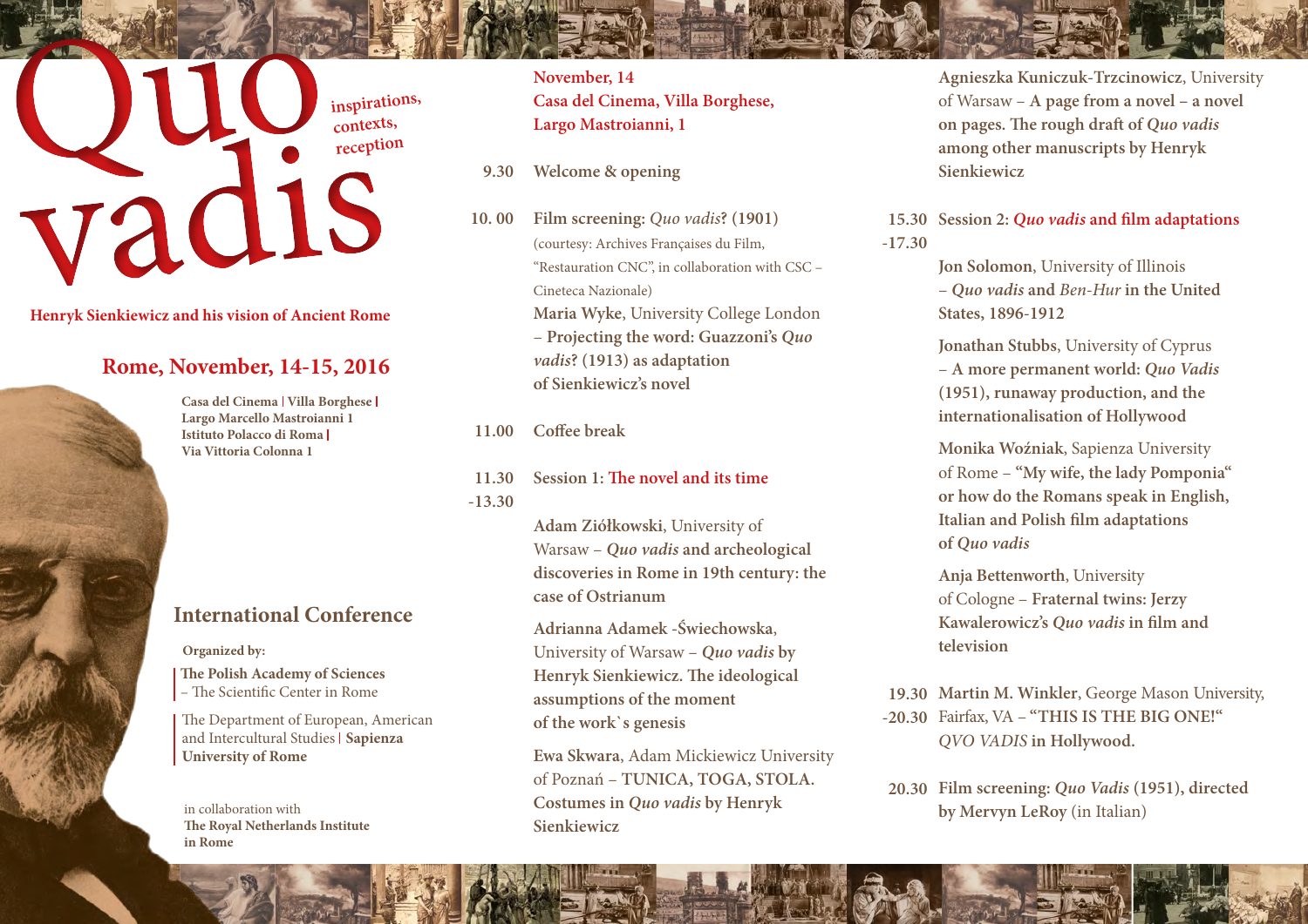# Quo vadis

inspirations, contexts, reception

**Henryk Sienkiewicz and his vision of Ancient Rome**

## Rome, November, 14-15, 2016

**Casa del Cinema | Villa Borghese | Largo Marcello Mastroianni 1**
**Istituto Polacco di Roma | Via Vittoria Colonna 1**

## International Conference

**Organized by:**

**The Polish Academy of Sciences** – The Scientific Center in Rome

The Department of European, American and Intercultural Studies | **Sapienza University of Rome**

in collaboration with
**The Royal Netherlands Institute in Rome**

---

**November, 14**
**Casa del Cinema, Villa Borghese, Largo Mastroianni, 1**

**9.30** **Welcome & opening**

**10. 00** **Film screening:** *Quo vadis***? (1901)**
(courtesy: Archives Françaises du Film, "Restauration CNC", in collaboration with CSC – Cineteca Nazionale)
**Maria Wyke**, University College London – **Projecting the word: Guazzoni's *Quo vadis*? (1913) as adaptation of Sienkiewicz's novel**

**11.00** **Coffee break**

**11.30 -13.30** **Session 1: The novel and its time**

**Adam Ziółkowski**, University of Warsaw – ***Quo vadis* and archeological discoveries in Rome in 19th century: the case of Ostrianum**

**Adrianna Adamek -Świechowska**, University of Warsaw – ***Quo vadis* by Henryk Sienkiewicz. The ideological assumptions of the moment of the work`s genesis**

**Ewa Skwara**, Adam Mickiewicz University of Poznań – **TUNICA, TOGA, STOLA. Costumes in *Quo vadis* by Henryk Sienkiewicz**

**Agnieszka Kuniczuk-Trzcinowicz**, University of Warsaw – **A page from a novel – a novel on pages. The rough draft of *Quo vadis* among other manuscripts by Henryk Sienkiewicz**

**15.30 -17.30** **Session 2: *Quo vadis* and film adaptations**

**Jon Solomon**, University of Illinois – ***Quo vadis* and *Ben-Hur* in the United States, 1896-1912**

**Jonathan Stubbs**, University of Cyprus – **A more permanent world: *Quo Vadis* (1951), runaway production, and the internationalisation of Hollywood**

**Monika Woźniak**, Sapienza University of Rome – **"My wife, the lady Pomponia" or how do the Romans speak in English, Italian and Polish film adaptations of *Quo vadis***

**Anja Bettenworth**, University of Cologne – **Fraternal twins: Jerzy Kawalerowicz's *Quo vadis* in film and television**

**19.30 -20.30** **Martin M. Winkler**, George Mason University, Fairfax, VA – **"THIS IS THE BIG ONE!" *QVO VADIS* in Hollywood.**

**20.30** **Film screening: *Quo Vadis* (1951), directed by Mervyn LeRoy** (in Italian)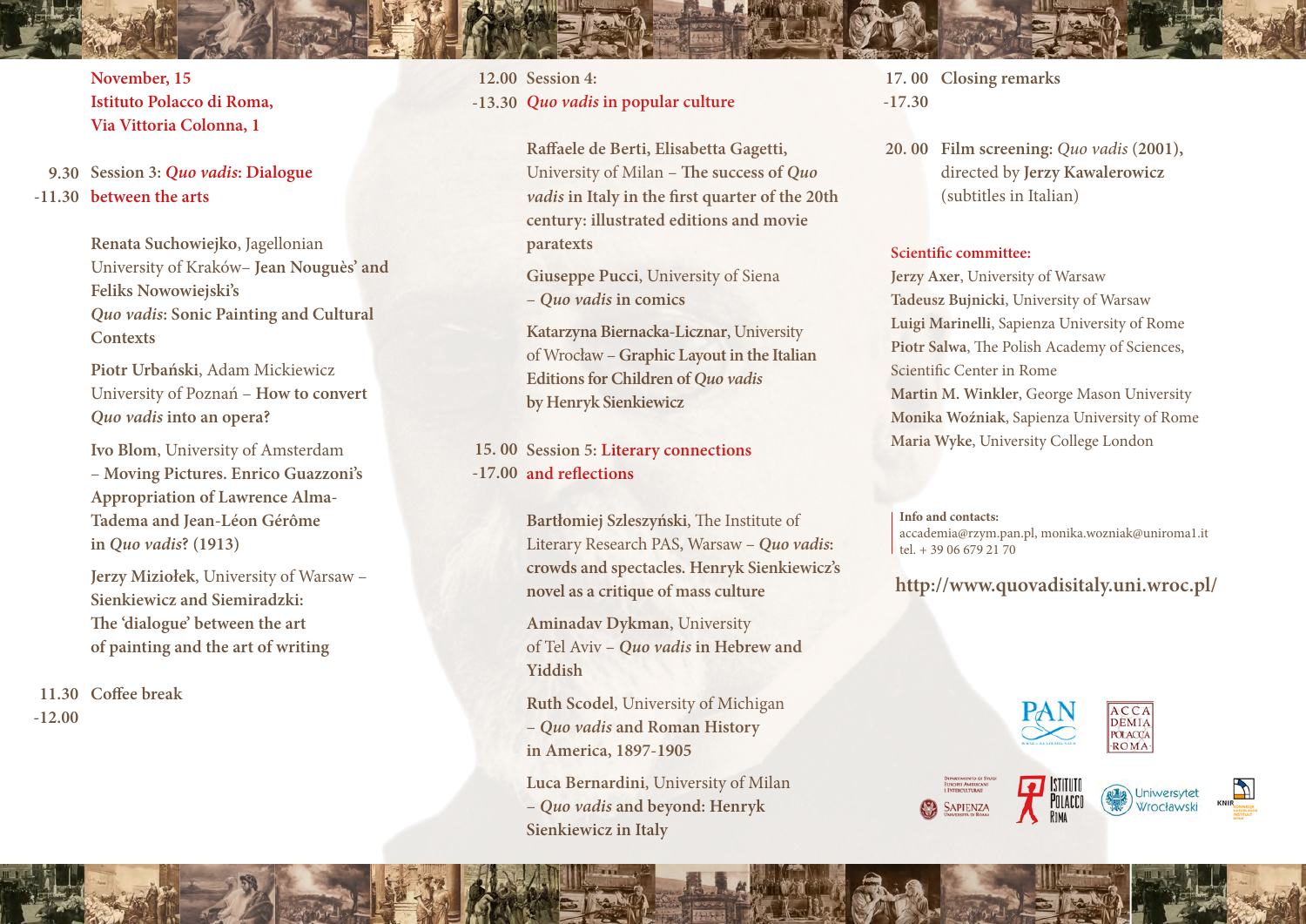**November, 15**
**Istituto Polacco di Roma,**
**Via Vittoria Colonna, 1**

**9.30 -11.30 Session 3: *Quo vadis*: Dialogue between the arts**

**Renata Suchowiejko**, Jagellonian University of Kraków– **Jean Nouguès' and Feliks Nowowiejski's *Quo vadis*: Sonic Painting and Cultural Contexts**

**Piotr Urbański**, Adam Mickiewicz University of Poznań – **How to convert *Quo vadis* into an opera?**

**Ivo Blom**, University of Amsterdam – **Moving Pictures. Enrico Guazzoni's Appropriation of Lawrence Alma-Tadema and Jean-Léon Gérôme in *Quo vadis*? (1913)**

**Jerzy Miziołek**, University of Warsaw – **Sienkiewicz and Siemiradzki: The 'dialogue' between the art of painting and the art of writing**

**11.30 -12.00 Coffee break**

**12.00 -13.30 Session 4: *Quo vadis* in popular culture**

**Raffaele de Berti, Elisabetta Gagetti**, University of Milan – **The success of *Quo vadis* in Italy in the first quarter of the 20th century: illustrated editions and movie paratexts**

**Giuseppe Pucci**, University of Siena – ***Quo vadis* in comics**

**Katarzyna Biernacka-Licznar**, University of Wrocław – **Graphic Layout in the Italian Editions for Children of *Quo vadis* by Henryk Sienkiewicz**

**15. 00 -17.00 Session 5: Literary connections and reflections**

**Bartłomiej Szleszyński**, The Institute of Literary Research PAS, Warsaw – ***Quo vadis*: crowds and spectacles. Henryk Sienkiewicz's novel as a critique of mass culture**

**Aminadav Dykman**, University of Tel Aviv – ***Quo vadis* in Hebrew and Yiddish**

**Ruth Scodel**, University of Michigan – ***Quo vadis* and Roman History in America, 1897-1905**

**Luca Bernardini**, University of Milan – ***Quo vadis* and beyond: Henryk Sienkiewicz in Italy**

**17. 00 -17.30 Closing remarks**

**20. 00 Film screening:** *Quo vadis* (2001), directed by **Jerzy Kawalerowicz** (subtitles in Italian)

**Scientific committee:**

**Jerzy Axer**, University of Warsaw
**Tadeusz Bujnicki**, University of Warsaw
**Luigi Marinelli**, Sapienza University of Rome
**Piotr Salwa**, The Polish Academy of Sciences, Scientific Center in Rome
**Martin M. Winkler**, George Mason University
**Monika Woźniak**, Sapienza University of Rome
**Maria Wyke**, University College London

**Info and contacts:**
accademia@rzym.pan.pl, monika.wozniak@uniroma1.it
tel. + 39 06 679 21 70

**http://www.quovadisitaly.uni.wroc.pl/**